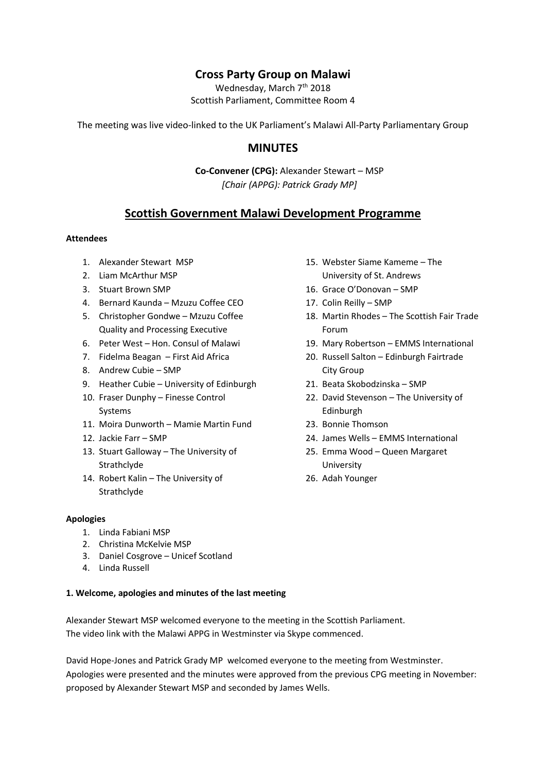# Cross Party Group on Malawi

Wednesday, March 7th 2018
Scottish Parliament, Committee Room 4

The meeting was live video-linked to the UK Parliament's Malawi All-Party Parliamentary Group

## MINUTES

**Co-Convener (CPG):** Alexander Stewart – MSP
*[Chair (APPG): Patrick Grady MP]*

## Scottish Government Malawi Development Programme

**Attendees**

1. Alexander Stewart MSP
2. Liam McArthur MSP
3. Stuart Brown SMP
4. Bernard Kaunda – Mzuzu Coffee CEO
5. Christopher Gondwe – Mzuzu Coffee Quality and Processing Executive
6. Peter West – Hon. Consul of Malawi
7. Fidelma Beagan – First Aid Africa
8. Andrew Cubie – SMP
9. Heather Cubie – University of Edinburgh
10. Fraser Dunphy – Finesse Control Systems
11. Moira Dunworth – Mamie Martin Fund
12. Jackie Farr – SMP
13. Stuart Galloway – The University of Strathclyde
14. Robert Kalin – The University of Strathclyde
15. Webster Siame Kameme – The University of St. Andrews
16. Grace O'Donovan – SMP
17. Colin Reilly – SMP
18. Martin Rhodes – The Scottish Fair Trade Forum
19. Mary Robertson – EMMS International
20. Russell Salton – Edinburgh Fairtrade City Group
21. Beata Skobodzinska – SMP
22. David Stevenson – The University of Edinburgh
23. Bonnie Thomson
24. James Wells – EMMS International
25. Emma Wood – Queen Margaret University
26. Adah Younger

**Apologies**

1. Linda Fabiani MSP
2. Christina McKelvie MSP
3. Daniel Cosgrove – Unicef Scotland
4. Linda Russell

**1. Welcome, apologies and minutes of the last meeting**

Alexander Stewart MSP welcomed everyone to the meeting in the Scottish Parliament.
The video link with the Malawi APPG in Westminster via Skype commenced.

David Hope-Jones and Patrick Grady MP welcomed everyone to the meeting from Westminster.
Apologies were presented and the minutes were approved from the previous CPG meeting in November: proposed by Alexander Stewart MSP and seconded by James Wells.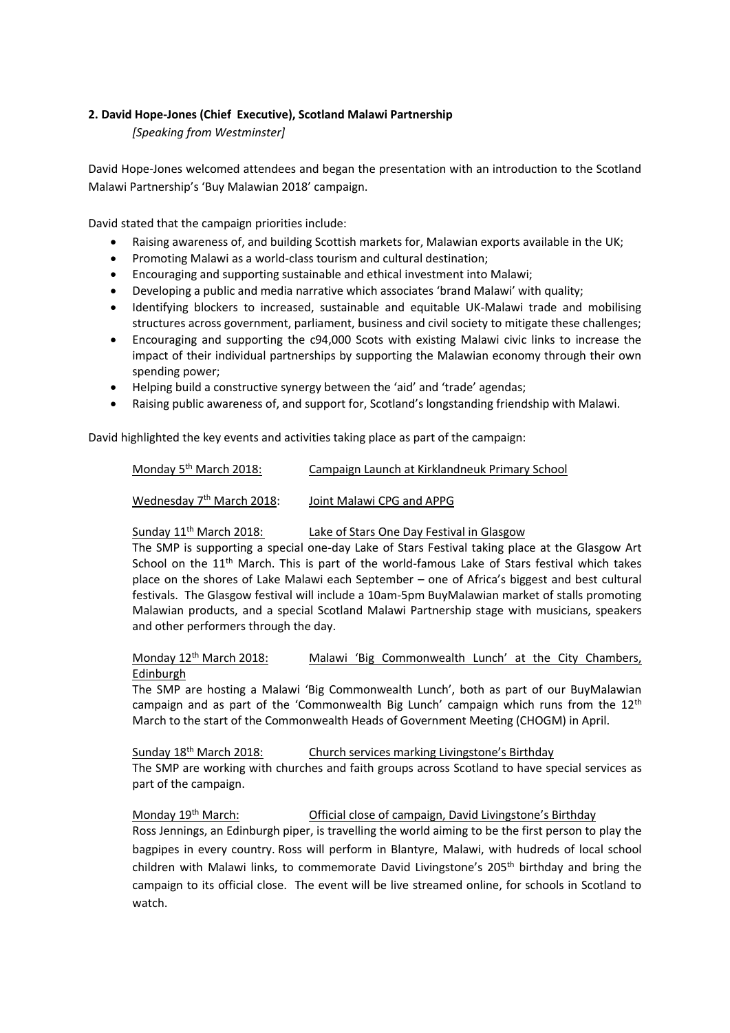**2. David Hope-Jones (Chief Executive), Scotland Malawi Partnership**

*[Speaking from Westminster]*

David Hope-Jones welcomed attendees and began the presentation with an introduction to the Scotland Malawi Partnership's 'Buy Malawian 2018' campaign.

David stated that the campaign priorities include:

- Raising awareness of, and building Scottish markets for, Malawian exports available in the UK;
- Promoting Malawi as a world-class tourism and cultural destination;
- Encouraging and supporting sustainable and ethical investment into Malawi;
- Developing a public and media narrative which associates 'brand Malawi' with quality;
- Identifying blockers to increased, sustainable and equitable UK-Malawi trade and mobilising structures across government, parliament, business and civil society to mitigate these challenges;
- Encouraging and supporting the c94,000 Scots with existing Malawi civic links to increase the impact of their individual partnerships by supporting the Malawian economy through their own spending power;
- Helping build a constructive synergy between the 'aid' and 'trade' agendas;
- Raising public awareness of, and support for, Scotland's longstanding friendship with Malawi.

David highlighted the key events and activities taking place as part of the campaign:

Monday 5th March 2018: Campaign Launch at Kirklandneuk Primary School

Wednesday 7th March 2018: Joint Malawi CPG and APPG

Sunday 11th March 2018: Lake of Stars One Day Festival in Glasgow

The SMP is supporting a special one-day Lake of Stars Festival taking place at the Glasgow Art School on the 11th March. This is part of the world-famous Lake of Stars festival which takes place on the shores of Lake Malawi each September – one of Africa's biggest and best cultural festivals. The Glasgow festival will include a 10am-5pm BuyMalawian market of stalls promoting Malawian products, and a special Scotland Malawi Partnership stage with musicians, speakers and other performers through the day.

Monday 12th March 2018: Malawi 'Big Commonwealth Lunch' at the City Chambers, Edinburgh

The SMP are hosting a Malawi 'Big Commonwealth Lunch', both as part of our BuyMalawian campaign and as part of the 'Commonwealth Big Lunch' campaign which runs from the 12th March to the start of the Commonwealth Heads of Government Meeting (CHOGM) in April.

Sunday 18th March 2018: Church services marking Livingstone's Birthday

The SMP are working with churches and faith groups across Scotland to have special services as part of the campaign.

Monday 19th March: Official close of campaign, David Livingstone's Birthday

Ross Jennings, an Edinburgh piper, is travelling the world aiming to be the first person to play the bagpipes in every country. Ross will perform in Blantyre, Malawi, with hudreds of local school children with Malawi links, to commemorate David Livingstone's 205th birthday and bring the campaign to its official close. The event will be live streamed online, for schools in Scotland to watch.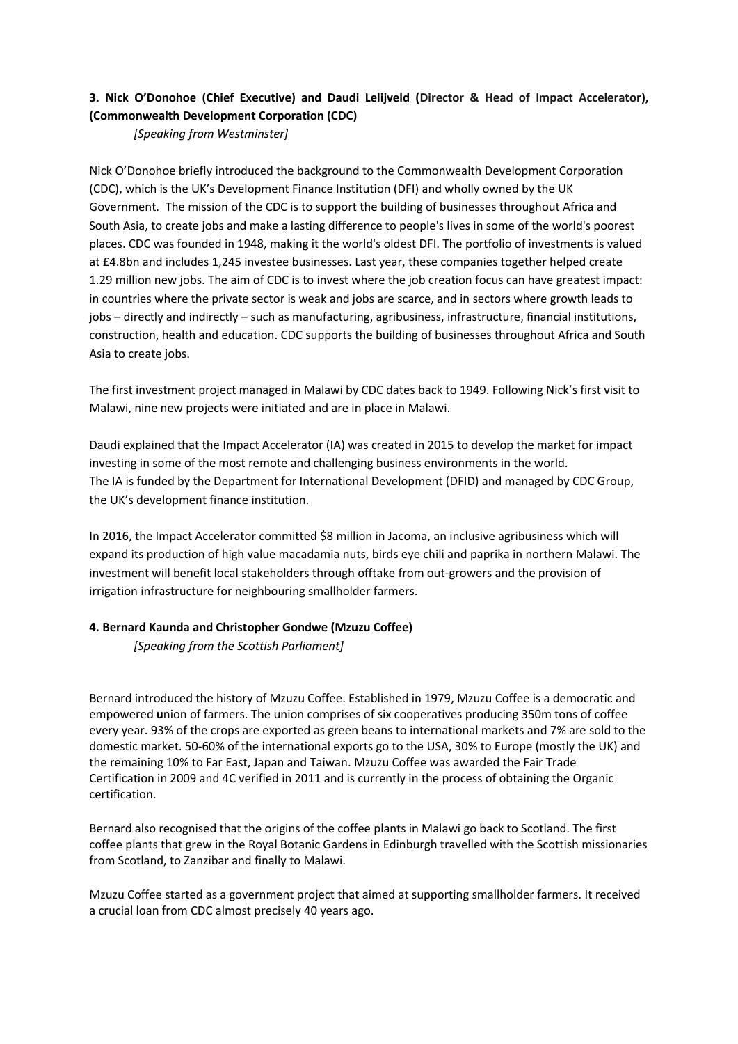**3. Nick O'Donohoe (Chief Executive) and Daudi Lelijveld (Director & Head of Impact Accelerator), (Commonwealth Development Corporation (CDC)**

*[Speaking from Westminster]*

Nick O'Donohoe briefly introduced the background to the Commonwealth Development Corporation (CDC), which is the UK's Development Finance Institution (DFI) and wholly owned by the UK Government. The mission of the CDC is to support the building of businesses throughout Africa and South Asia, to create jobs and make a lasting difference to people's lives in some of the world's poorest places. CDC was founded in 1948, making it the world's oldest DFI. The portfolio of investments is valued at £4.8bn and includes 1,245 investee businesses. Last year, these companies together helped create 1.29 million new jobs. The aim of CDC is to invest where the job creation focus can have greatest impact: in countries where the private sector is weak and jobs are scarce, and in sectors where growth leads to jobs – directly and indirectly – such as manufacturing, agribusiness, infrastructure, financial institutions, construction, health and education. CDC supports the building of businesses throughout Africa and South Asia to create jobs.

The first investment project managed in Malawi by CDC dates back to 1949. Following Nick's first visit to Malawi, nine new projects were initiated and are in place in Malawi.

Daudi explained that the Impact Accelerator (IA) was created in 2015 to develop the market for impact investing in some of the most remote and challenging business environments in the world.
The IA is funded by the Department for International Development (DFID) and managed by CDC Group, the UK's development finance institution.

In 2016, the Impact Accelerator committed $8 million in Jacoma, an inclusive agribusiness which will expand its production of high value macadamia nuts, birds eye chili and paprika in northern Malawi. The investment will benefit local stakeholders through offtake from out-growers and the provision of irrigation infrastructure for neighbouring smallholder farmers.

**4. Bernard Kaunda and Christopher Gondwe (Mzuzu Coffee)**

*[Speaking from the Scottish Parliament]*

Bernard introduced the history of Mzuzu Coffee. Established in 1979, Mzuzu Coffee is a democratic and empowered **u**nion of farmers. The union comprises of six cooperatives producing 350m tons of coffee every year. 93% of the crops are exported as green beans to international markets and 7% are sold to the domestic market. 50-60% of the international exports go to the USA, 30% to Europe (mostly the UK) and the remaining 10% to Far East, Japan and Taiwan. Mzuzu Coffee was awarded the Fair Trade Certification in 2009 and 4C verified in 2011 and is currently in the process of obtaining the Organic certification.

Bernard also recognised that the origins of the coffee plants in Malawi go back to Scotland. The first coffee plants that grew in the Royal Botanic Gardens in Edinburgh travelled with the Scottish missionaries from Scotland, to Zanzibar and finally to Malawi.

Mzuzu Coffee started as a government project that aimed at supporting smallholder farmers. It received a crucial loan from CDC almost precisely 40 years ago.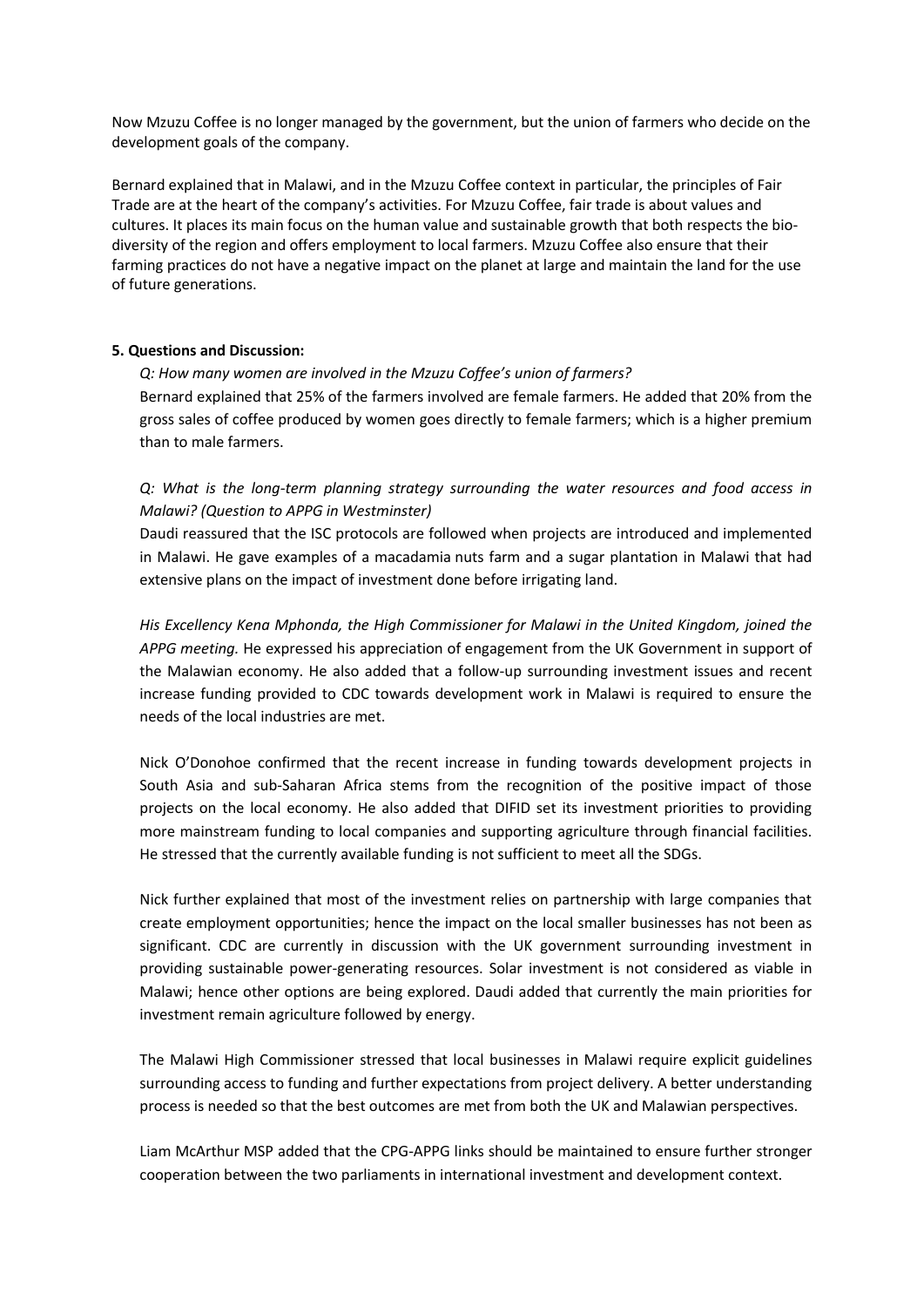Now Mzuzu Coffee is no longer managed by the government, but the union of farmers who decide on the development goals of the company.

Bernard explained that in Malawi, and in the Mzuzu Coffee context in particular, the principles of Fair Trade are at the heart of the company's activities. For Mzuzu Coffee, fair trade is about values and cultures. It places its main focus on the human value and sustainable growth that both respects the bio-diversity of the region and offers employment to local farmers. Mzuzu Coffee also ensure that their farming practices do not have a negative impact on the planet at large and maintain the land for the use of future generations.

**5. Questions and Discussion:**

*Q: How many women are involved in the Mzuzu Coffee's union of farmers?*
Bernard explained that 25% of the farmers involved are female farmers. He added that 20% from the gross sales of coffee produced by women goes directly to female farmers; which is a higher premium than to male farmers.

*Q: What is the long-term planning strategy surrounding the water resources and food access in Malawi? (Question to APPG in Westminster)*
Daudi reassured that the ISC protocols are followed when projects are introduced and implemented in Malawi. He gave examples of a macadamia nuts farm and a sugar plantation in Malawi that had extensive plans on the impact of investment done before irrigating land.

*His Excellency Kena Mphonda, the High Commissioner for Malawi in the United Kingdom, joined the APPG meeting.* He expressed his appreciation of engagement from the UK Government in support of the Malawian economy. He also added that a follow-up surrounding investment issues and recent increase funding provided to CDC towards development work in Malawi is required to ensure the needs of the local industries are met.

Nick O'Donohoe confirmed that the recent increase in funding towards development projects in South Asia and sub-Saharan Africa stems from the recognition of the positive impact of those projects on the local economy. He also added that DIFID set its investment priorities to providing more mainstream funding to local companies and supporting agriculture through financial facilities. He stressed that the currently available funding is not sufficient to meet all the SDGs.

Nick further explained that most of the investment relies on partnership with large companies that create employment opportunities; hence the impact on the local smaller businesses has not been as significant. CDC are currently in discussion with the UK government surrounding investment in providing sustainable power-generating resources. Solar investment is not considered as viable in Malawi; hence other options are being explored. Daudi added that currently the main priorities for investment remain agriculture followed by energy.

The Malawi High Commissioner stressed that local businesses in Malawi require explicit guidelines surrounding access to funding and further expectations from project delivery. A better understanding process is needed so that the best outcomes are met from both the UK and Malawian perspectives.

Liam McArthur MSP added that the CPG-APPG links should be maintained to ensure further stronger cooperation between the two parliaments in international investment and development context.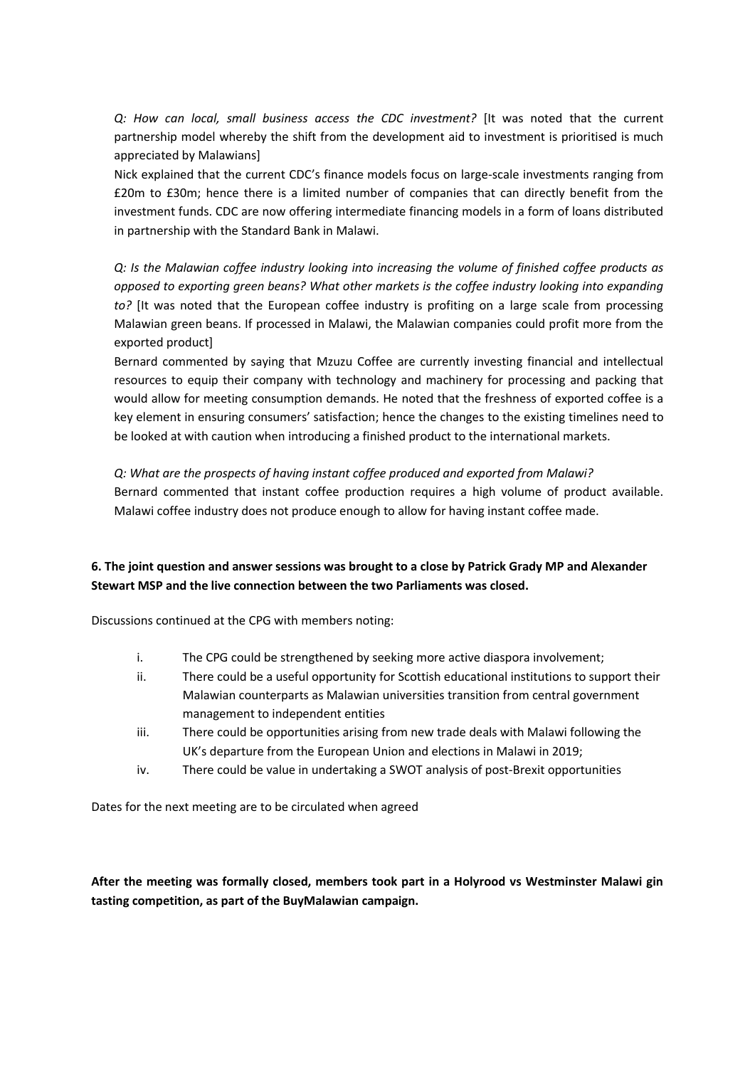*Q: How can local, small business access the CDC investment?* [It was noted that the current partnership model whereby the shift from the development aid to investment is prioritised is much appreciated by Malawians]

Nick explained that the current CDC's finance models focus on large-scale investments ranging from £20m to £30m; hence there is a limited number of companies that can directly benefit from the investment funds. CDC are now offering intermediate financing models in a form of loans distributed in partnership with the Standard Bank in Malawi.

*Q: Is the Malawian coffee industry looking into increasing the volume of finished coffee products as opposed to exporting green beans? What other markets is the coffee industry looking into expanding to?* [It was noted that the European coffee industry is profiting on a large scale from processing Malawian green beans. If processed in Malawi, the Malawian companies could profit more from the exported product]

Bernard commented by saying that Mzuzu Coffee are currently investing financial and intellectual resources to equip their company with technology and machinery for processing and packing that would allow for meeting consumption demands. He noted that the freshness of exported coffee is a key element in ensuring consumers' satisfaction; hence the changes to the existing timelines need to be looked at with caution when introducing a finished product to the international markets.

*Q: What are the prospects of having instant coffee produced and exported from Malawi?*

Bernard commented that instant coffee production requires a high volume of product available. Malawi coffee industry does not produce enough to allow for having instant coffee made.

**6. The joint question and answer sessions was brought to a close by Patrick Grady MP and Alexander Stewart MSP and the live connection between the two Parliaments was closed.**

Discussions continued at the CPG with members noting:

i. The CPG could be strengthened by seeking more active diaspora involvement;

ii. There could be a useful opportunity for Scottish educational institutions to support their Malawian counterparts as Malawian universities transition from central government management to independent entities

iii. There could be opportunities arising from new trade deals with Malawi following the UK's departure from the European Union and elections in Malawi in 2019;

iv. There could be value in undertaking a SWOT analysis of post-Brexit opportunities

Dates for the next meeting are to be circulated when agreed

**After the meeting was formally closed, members took part in a Holyrood vs Westminster Malawi gin tasting competition, as part of the BuyMalawian campaign.**